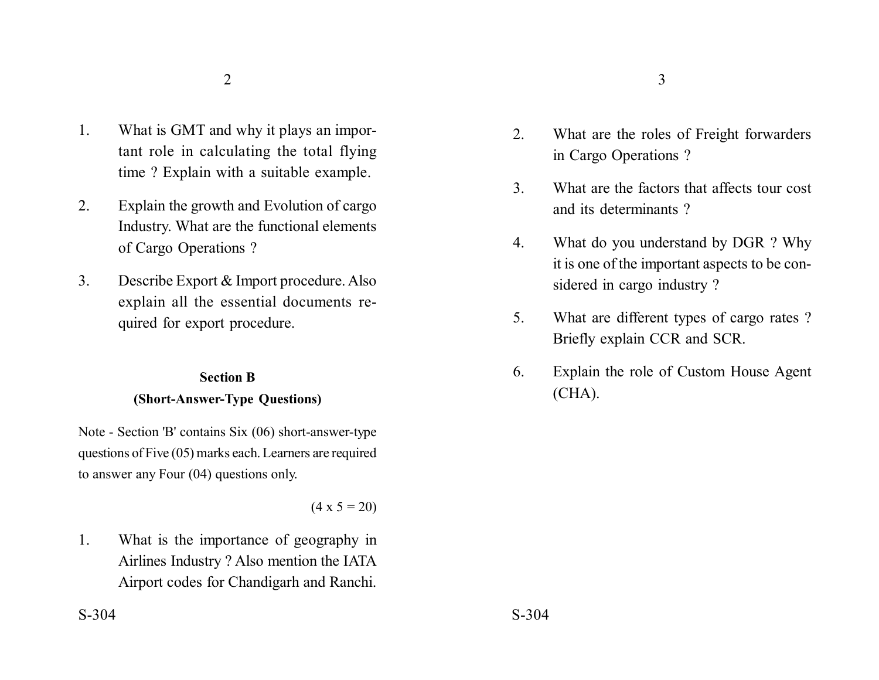1. What is GMT and why it plays an important role in calculating the total flying time ? Explain with a suitable example.

2. Explain the growth and Evolution of cargo Industry. What are the functional elements of Cargo Operations ?

3. Describe Export & Import procedure. Also explain all the essential documents required for export procedure.

## Section B

### (Short-Answer-Type Questions)

Note - Section 'B' contains Six (06) short-answer-type questions of Five (05) marks each. Learners are required to answer any Four (04) questions only.

(4 x 5 = 20)

1. What is the importance of geography in Airlines Industry ? Also mention the IATA Airport codes for Chandigarh and Ranchi.

2. What are the roles of Freight forwarders in Cargo Operations ?

3. What are the factors that affects tour cost and its determinants ?

4. What do you understand by DGR ? Why it is one of the important aspects to be considered in cargo industry ?

5. What are different types of cargo rates ? Briefly explain CCR and SCR.

6. Explain the role of Custom House Agent (CHA).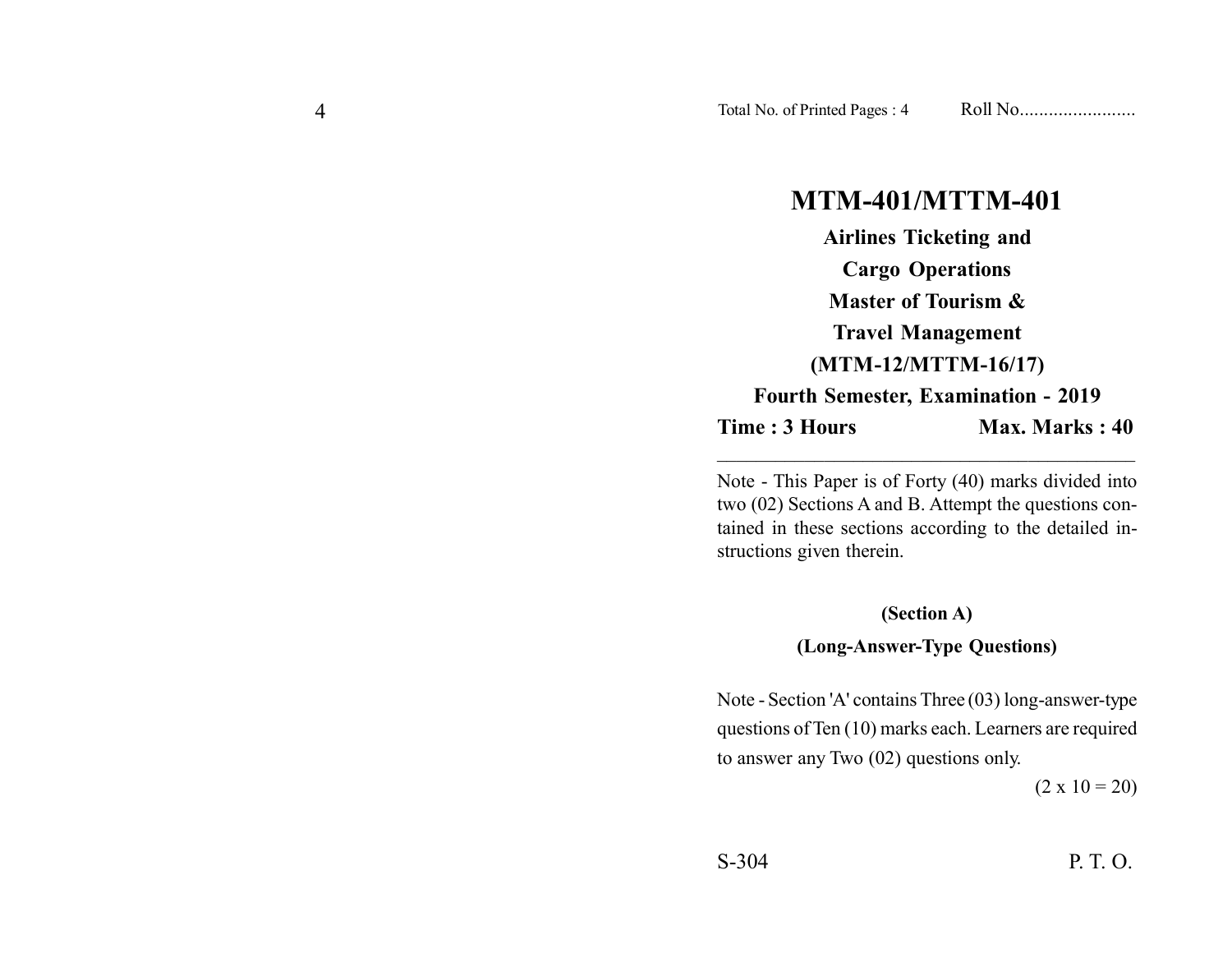Total No. of Printed Pages : 4 Roll No........................

# MTM-401/MTTM-401

**Airlines Ticketing and**

**Cargo Operations**

**Master of Tourism &**

**Travel Management**

**(MTM-12/MTTM-16/17)**

**Fourth Semester, Examination - 2019**

**Time : 3 Hours** **Max. Marks : 40**

---

Note - This Paper is of Forty (40) marks divided into two (02) Sections A and B. Attempt the questions contained in these sections according to the detailed instructions given therein.

### (Section A)

### (Long-Answer-Type Questions)

Note - Section 'A' contains Three (03) long-answer-type questions of Ten (10) marks each. Learners are required to answer any Two (02) questions only.

(2 x 10 = 20)

S-304 P. T. O.